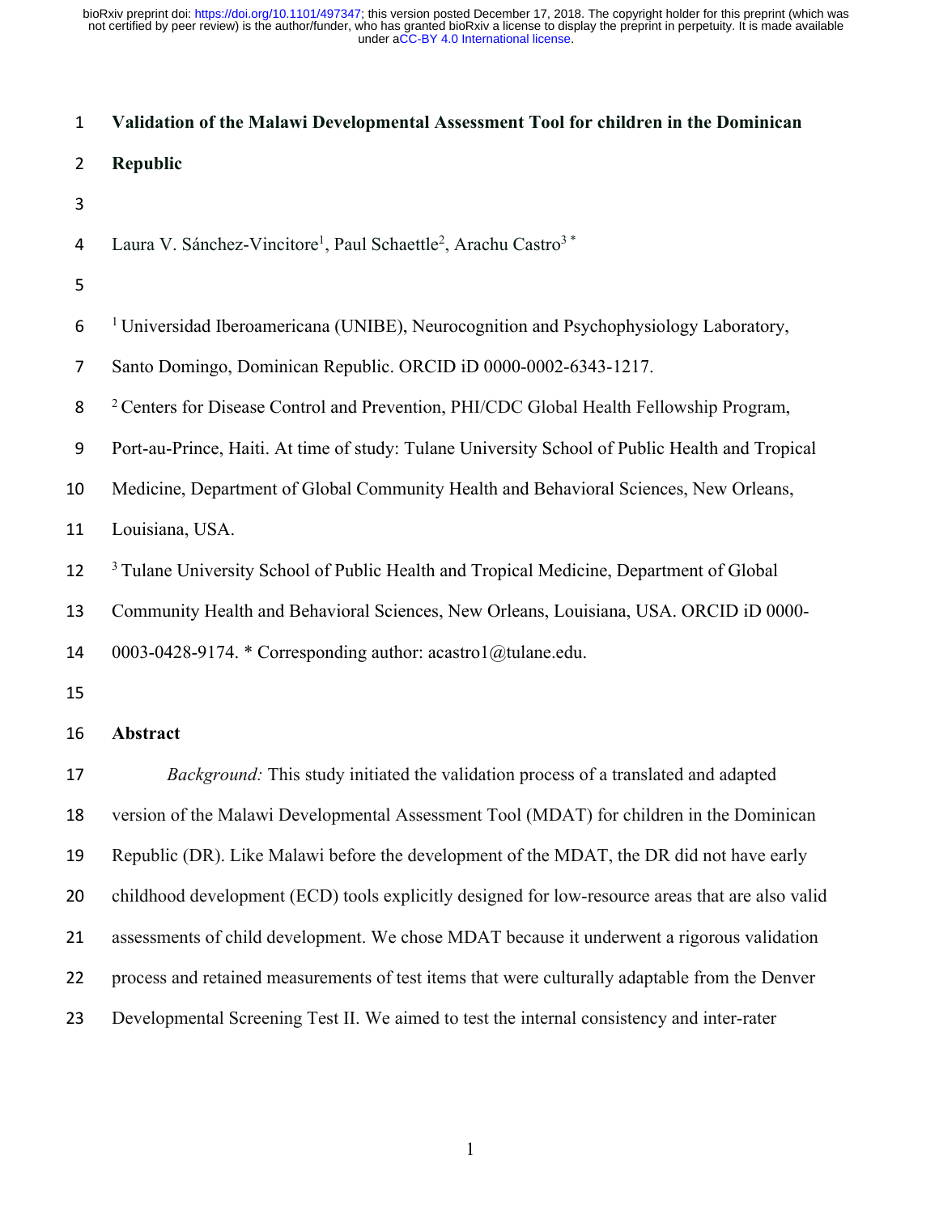# Validation of the Malawi Developmental Assessment Tool for children in the Dominican Republic

Laura V. Sánchez-Vincitore[1], Paul Schaettle[2], Arachu Castro[3] *

[1] Universidad Iberoamericana (UNIBE), Neurocognition and Psychophysiology Laboratory, Santo Domingo, Dominican Republic. ORCID iD 0000-0002-6343-1217.

[2] Centers for Disease Control and Prevention, PHI/CDC Global Health Fellowship Program, Port-au-Prince, Haiti. At time of study: Tulane University School of Public Health and Tropical Medicine, Department of Global Community Health and Behavioral Sciences, New Orleans, Louisiana, USA.

[3] Tulane University School of Public Health and Tropical Medicine, Department of Global Community Health and Behavioral Sciences, New Orleans, Louisiana, USA. ORCID iD 0000-0003-0428-9174. * Corresponding author: acastro1@tulane.edu.

## Abstract

*Background:* This study initiated the validation process of a translated and adapted version of the Malawi Developmental Assessment Tool (MDAT) for children in the Dominican Republic (DR). Like Malawi before the development of the MDAT, the DR did not have early childhood development (ECD) tools explicitly designed for low-resource areas that are also valid assessments of child development. We chose MDAT because it underwent a rigorous validation process and retained measurements of test items that were culturally adaptable from the Denver Developmental Screening Test II. We aimed to test the internal consistency and inter-rater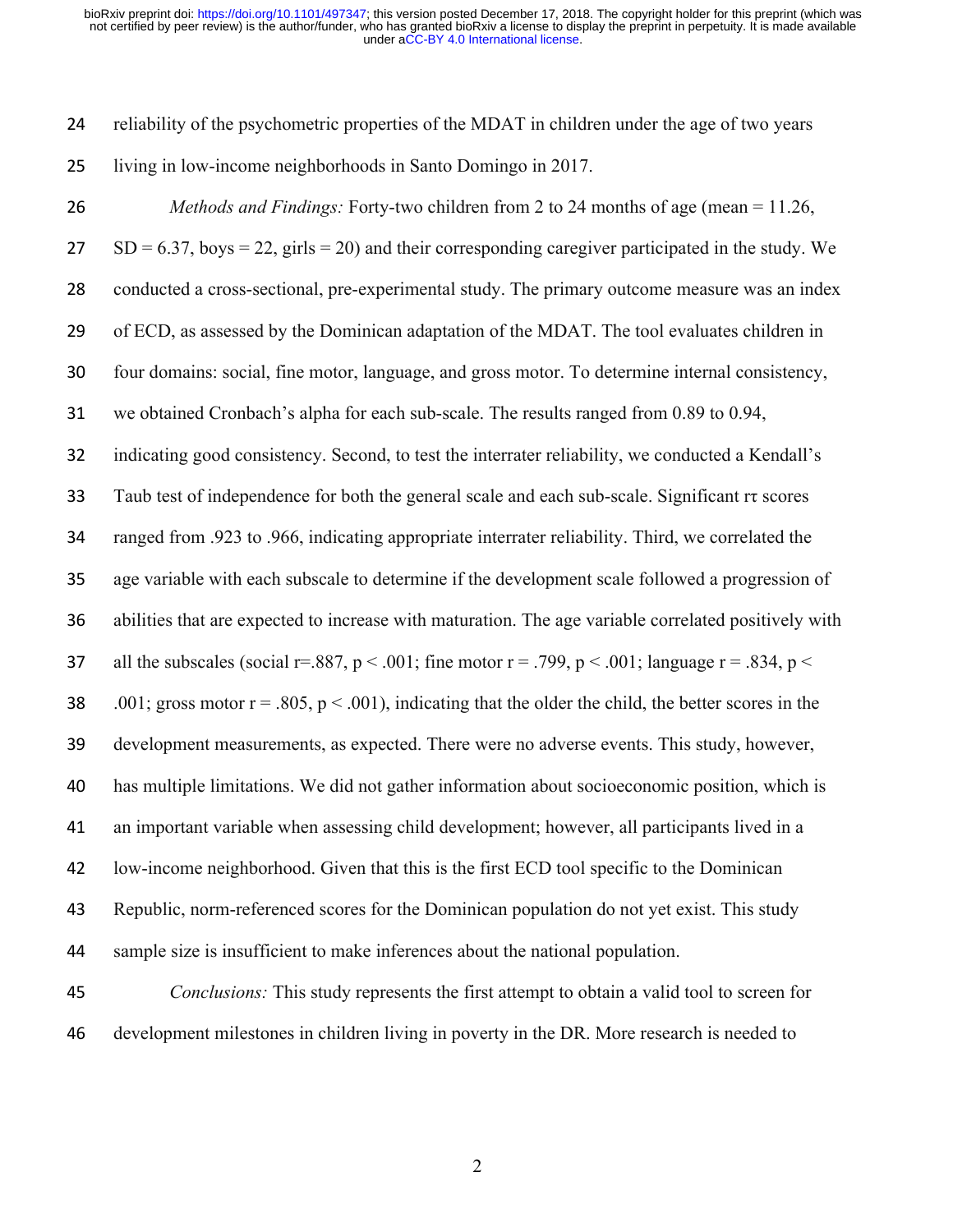reliability of the psychometric properties of the MDAT in children under the age of two years living in low-income neighborhoods in Santo Domingo in 2017.

*Methods and Findings:* Forty-two children from 2 to 24 months of age (mean = 11.26, SD = 6.37, boys = 22, girls = 20) and their corresponding caregiver participated in the study. We conducted a cross-sectional, pre-experimental study. The primary outcome measure was an index of ECD, as assessed by the Dominican adaptation of the MDAT. The tool evaluates children in four domains: social, fine motor, language, and gross motor. To determine internal consistency, we obtained Cronbach's alpha for each sub-scale. The results ranged from 0.89 to 0.94, indicating good consistency. Second, to test the interrater reliability, we conducted a Kendall's Taub test of independence for both the general scale and each sub-scale. Significant $r\tau$ scores ranged from .923 to .966, indicating appropriate interrater reliability. Third, we correlated the age variable with each subscale to determine if the development scale followed a progression of abilities that are expected to increase with maturation. The age variable correlated positively with all the subscales (social $r = .887$, $p < .001$; fine motor $r = .799$, $p < .001$; language $r = .834$, $p < .001$; gross motor $r = .805$, $p < .001$), indicating that the older the child, the better scores in the development measurements, as expected. There were no adverse events. This study, however, has multiple limitations. We did not gather information about socioeconomic position, which is an important variable when assessing child development; however, all participants lived in a low-income neighborhood. Given that this is the first ECD tool specific to the Dominican Republic, norm-referenced scores for the Dominican population do not yet exist. This study sample size is insufficient to make inferences about the national population.

*Conclusions:* This study represents the first attempt to obtain a valid tool to screen for development milestones in children living in poverty in the DR. More research is needed to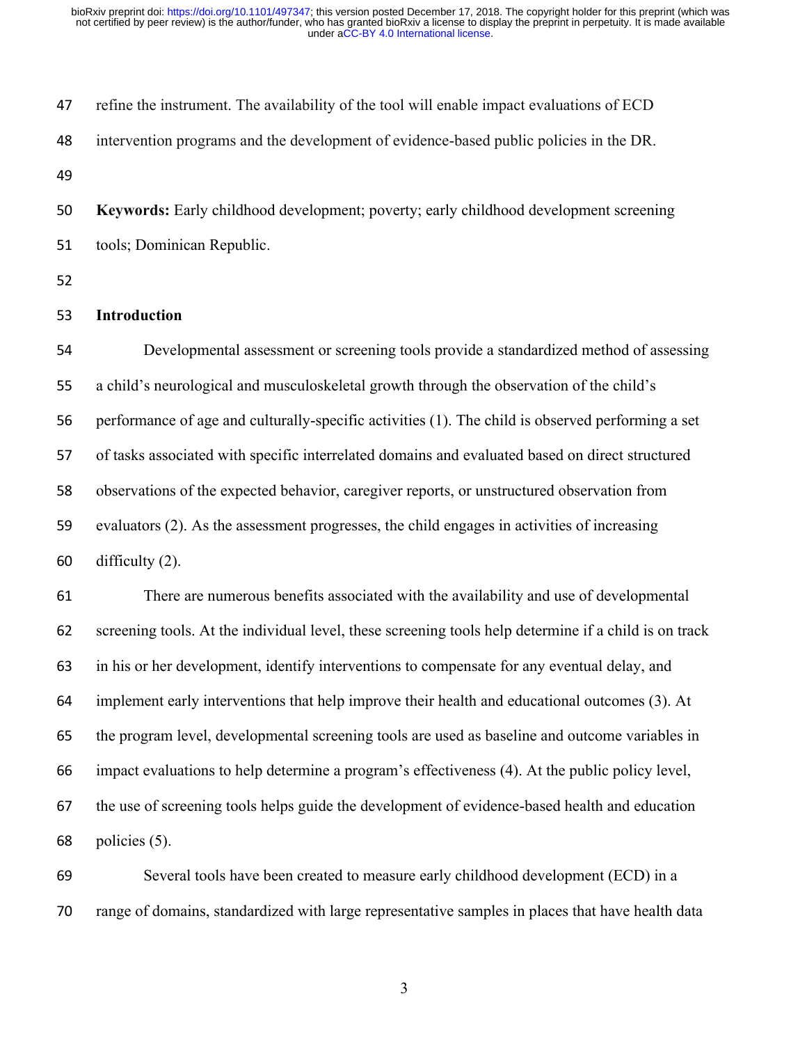refine the instrument. The availability of the tool will enable impact evaluations of ECD intervention programs and the development of evidence-based public policies in the DR.

**Keywords:** Early childhood development; poverty; early childhood development screening tools; Dominican Republic.

## Introduction

Developmental assessment or screening tools provide a standardized method of assessing a child's neurological and musculoskeletal growth through the observation of the child's performance of age and culturally-specific activities (1). The child is observed performing a set of tasks associated with specific interrelated domains and evaluated based on direct structured observations of the expected behavior, caregiver reports, or unstructured observation from evaluators (2). As the assessment progresses, the child engages in activities of increasing difficulty (2).

There are numerous benefits associated with the availability and use of developmental screening tools. At the individual level, these screening tools help determine if a child is on track in his or her development, identify interventions to compensate for any eventual delay, and implement early interventions that help improve their health and educational outcomes (3). At the program level, developmental screening tools are used as baseline and outcome variables in impact evaluations to help determine a program's effectiveness (4). At the public policy level, the use of screening tools helps guide the development of evidence-based health and education policies (5).

Several tools have been created to measure early childhood development (ECD) in a range of domains, standardized with large representative samples in places that have health data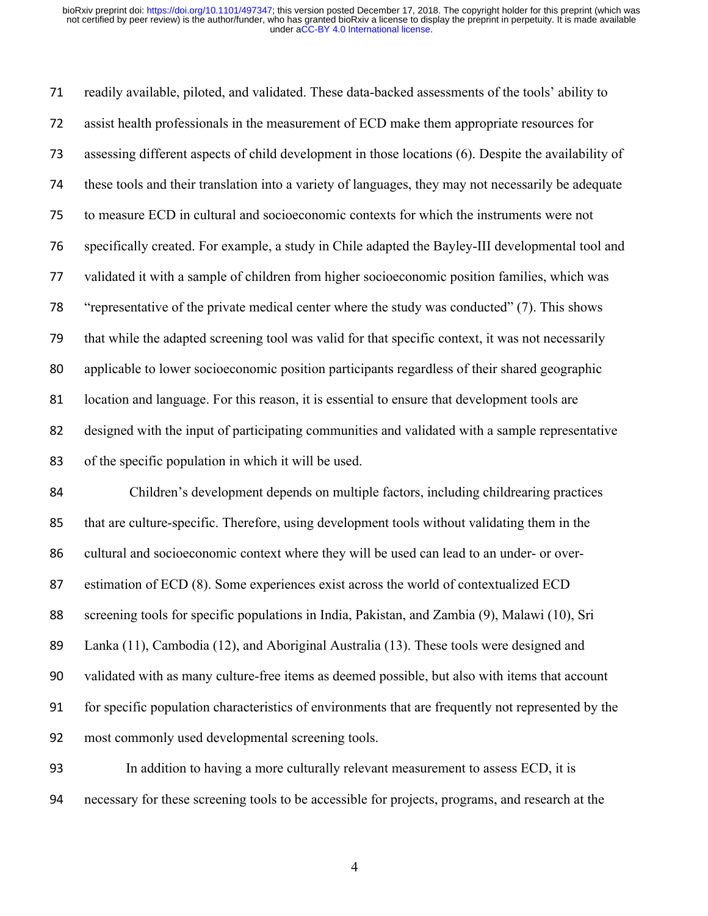readily available, piloted, and validated. These data-backed assessments of the tools' ability to assist health professionals in the measurement of ECD make them appropriate resources for assessing different aspects of child development in those locations (6). Despite the availability of these tools and their translation into a variety of languages, they may not necessarily be adequate to measure ECD in cultural and socioeconomic contexts for which the instruments were not specifically created. For example, a study in Chile adapted the Bayley-III developmental tool and validated it with a sample of children from higher socioeconomic position families, which was "representative of the private medical center where the study was conducted" (7). This shows that while the adapted screening tool was valid for that specific context, it was not necessarily applicable to lower socioeconomic position participants regardless of their shared geographic location and language. For this reason, it is essential to ensure that development tools are designed with the input of participating communities and validated with a sample representative of the specific population in which it will be used.

Children's development depends on multiple factors, including childrearing practices that are culture-specific. Therefore, using development tools without validating them in the cultural and socioeconomic context where they will be used can lead to an under- or over-estimation of ECD (8). Some experiences exist across the world of contextualized ECD screening tools for specific populations in India, Pakistan, and Zambia (9), Malawi (10), Sri Lanka (11), Cambodia (12), and Aboriginal Australia (13). These tools were designed and validated with as many culture-free items as deemed possible, but also with items that account for specific population characteristics of environments that are frequently not represented by the most commonly used developmental screening tools.

In addition to having a more culturally relevant measurement to assess ECD, it is necessary for these screening tools to be accessible for projects, programs, and research at the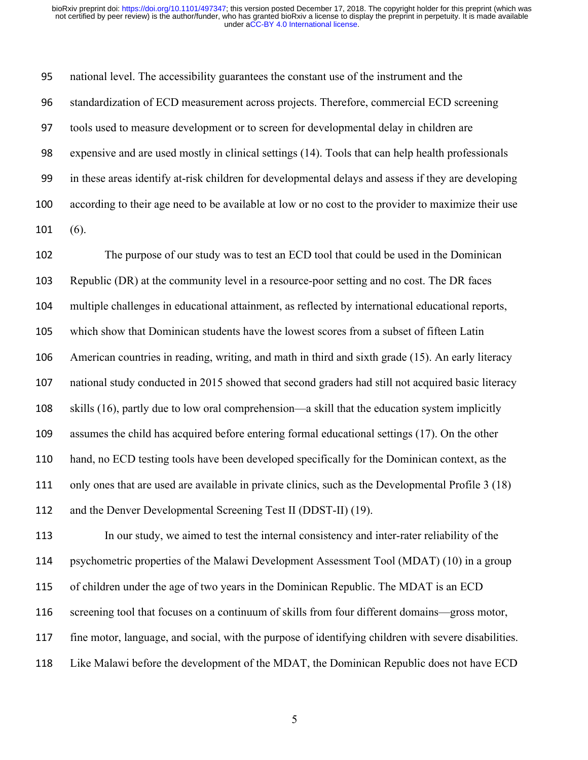national level. The accessibility guarantees the constant use of the instrument and the standardization of ECD measurement across projects. Therefore, commercial ECD screening tools used to measure development or to screen for developmental delay in children are expensive and are used mostly in clinical settings (14). Tools that can help health professionals in these areas identify at-risk children for developmental delays and assess if they are developing according to their age need to be available at low or no cost to the provider to maximize their use (6).

The purpose of our study was to test an ECD tool that could be used in the Dominican Republic (DR) at the community level in a resource-poor setting and no cost. The DR faces multiple challenges in educational attainment, as reflected by international educational reports, which show that Dominican students have the lowest scores from a subset of fifteen Latin American countries in reading, writing, and math in third and sixth grade (15). An early literacy national study conducted in 2015 showed that second graders had still not acquired basic literacy skills (16), partly due to low oral comprehension—a skill that the education system implicitly assumes the child has acquired before entering formal educational settings (17). On the other hand, no ECD testing tools have been developed specifically for the Dominican context, as the only ones that are used are available in private clinics, such as the Developmental Profile 3 (18) and the Denver Developmental Screening Test II (DDST-II) (19).

In our study, we aimed to test the internal consistency and inter-rater reliability of the psychometric properties of the Malawi Development Assessment Tool (MDAT) (10) in a group of children under the age of two years in the Dominican Republic. The MDAT is an ECD screening tool that focuses on a continuum of skills from four different domains—gross motor, fine motor, language, and social, with the purpose of identifying children with severe disabilities. Like Malawi before the development of the MDAT, the Dominican Republic does not have ECD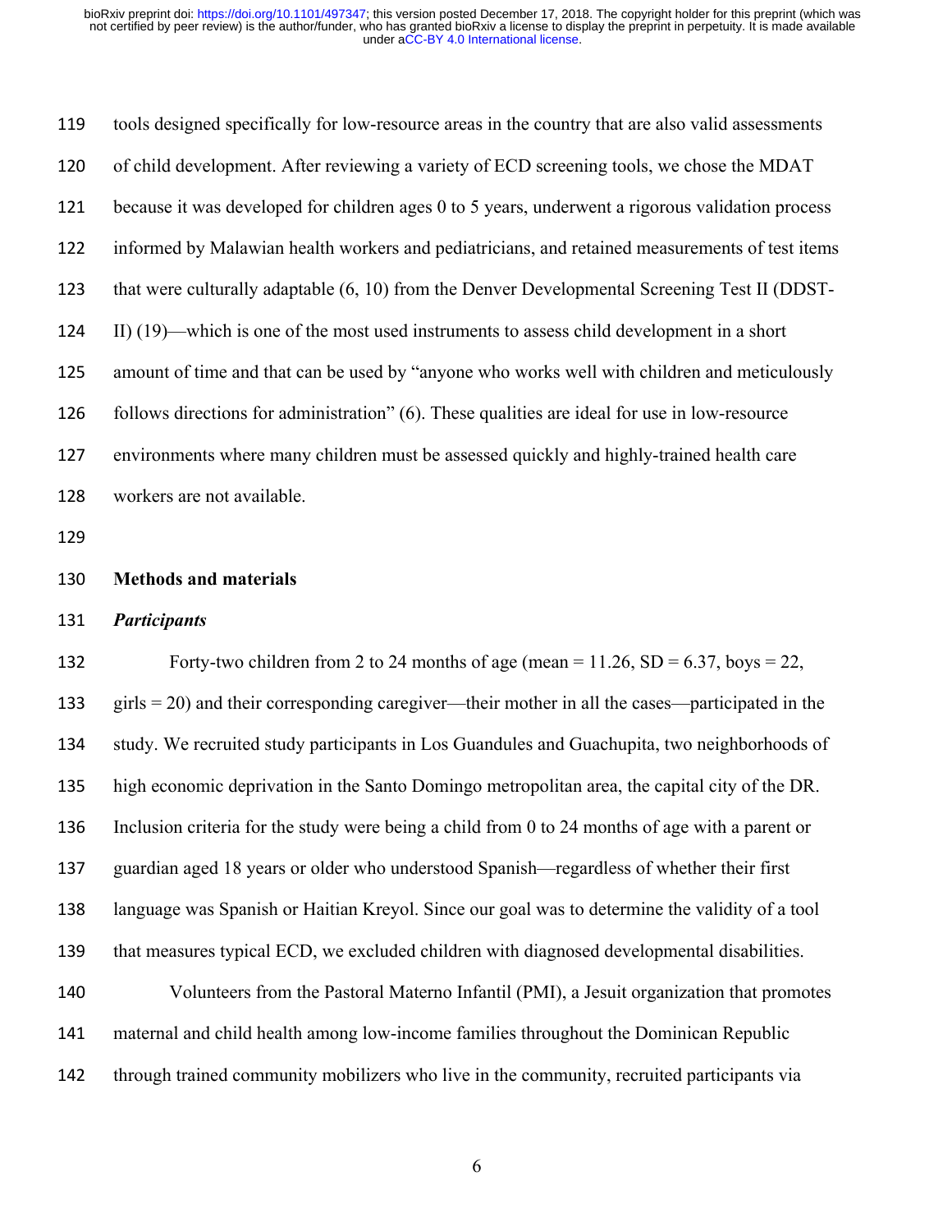tools designed specifically for low-resource areas in the country that are also valid assessments of child development. After reviewing a variety of ECD screening tools, we chose the MDAT because it was developed for children ages 0 to 5 years, underwent a rigorous validation process informed by Malawian health workers and pediatricians, and retained measurements of test items that were culturally adaptable (6, 10) from the Denver Developmental Screening Test II (DDST-II) (19)—which is one of the most used instruments to assess child development in a short amount of time and that can be used by "anyone who works well with children and meticulously follows directions for administration" (6). These qualities are ideal for use in low-resource environments where many children must be assessed quickly and highly-trained health care workers are not available.

## Methods and materials

### *Participants*

Forty-two children from 2 to 24 months of age (mean = 11.26, SD = 6.37, boys = 22, girls = 20) and their corresponding caregiver—their mother in all the cases—participated in the study. We recruited study participants in Los Guandules and Guachupita, two neighborhoods of high economic deprivation in the Santo Domingo metropolitan area, the capital city of the DR. Inclusion criteria for the study were being a child from 0 to 24 months of age with a parent or guardian aged 18 years or older who understood Spanish—regardless of whether their first language was Spanish or Haitian Kreyol. Since our goal was to determine the validity of a tool that measures typical ECD, we excluded children with diagnosed developmental disabilities.

Volunteers from the Pastoral Materno Infantil (PMI), a Jesuit organization that promotes maternal and child health among low-income families throughout the Dominican Republic through trained community mobilizers who live in the community, recruited participants via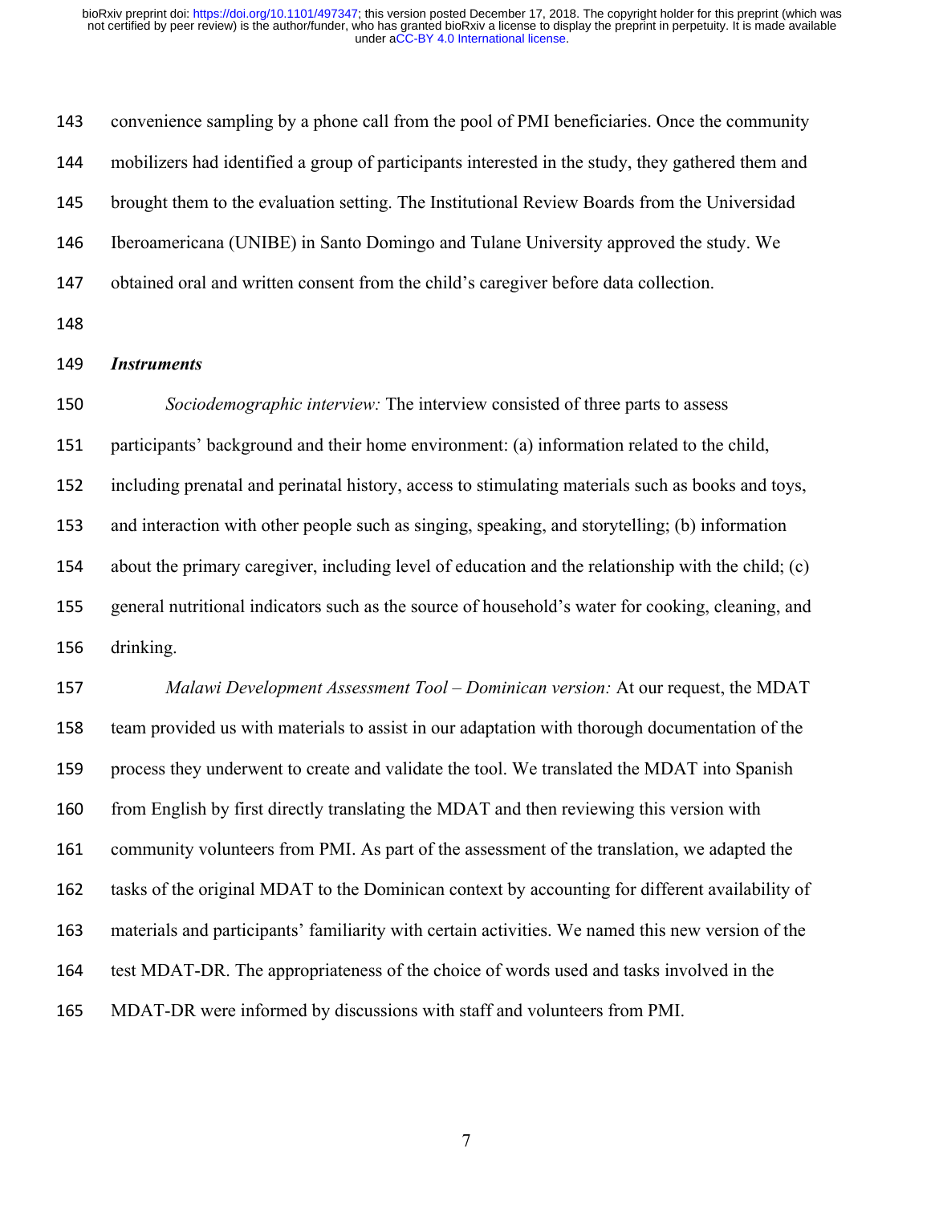convenience sampling by a phone call from the pool of PMI beneficiaries. Once the community mobilizers had identified a group of participants interested in the study, they gathered them and brought them to the evaluation setting. The Institutional Review Boards from the Universidad Iberoamericana (UNIBE) in Santo Domingo and Tulane University approved the study. We obtained oral and written consent from the child's caregiver before data collection.

***Instruments***

*Sociodemographic interview:* The interview consisted of three parts to assess participants' background and their home environment: (a) information related to the child, including prenatal and perinatal history, access to stimulating materials such as books and toys, and interaction with other people such as singing, speaking, and storytelling; (b) information about the primary caregiver, including level of education and the relationship with the child; (c) general nutritional indicators such as the source of household's water for cooking, cleaning, and drinking.

*Malawi Development Assessment Tool – Dominican version:* At our request, the MDAT team provided us with materials to assist in our adaptation with thorough documentation of the process they underwent to create and validate the tool. We translated the MDAT into Spanish from English by first directly translating the MDAT and then reviewing this version with community volunteers from PMI. As part of the assessment of the translation, we adapted the tasks of the original MDAT to the Dominican context by accounting for different availability of materials and participants' familiarity with certain activities. We named this new version of the test MDAT-DR. The appropriateness of the choice of words used and tasks involved in the MDAT-DR were informed by discussions with staff and volunteers from PMI.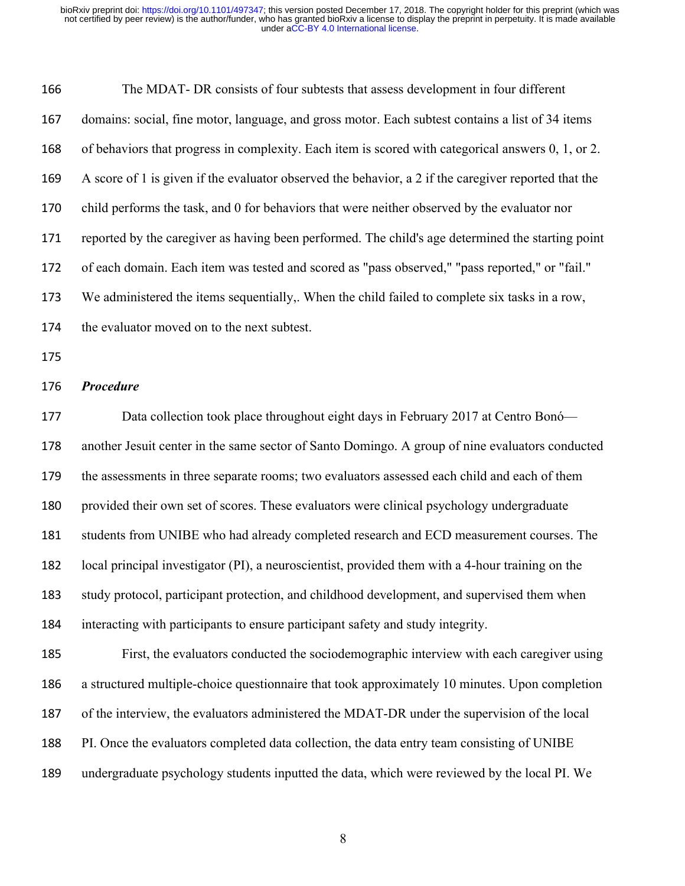The MDAT- DR consists of four subtests that assess development in four different domains: social, fine motor, language, and gross motor. Each subtest contains a list of 34 items of behaviors that progress in complexity. Each item is scored with categorical answers 0, 1, or 2. A score of 1 is given if the evaluator observed the behavior, a 2 if the caregiver reported that the child performs the task, and 0 for behaviors that were neither observed by the evaluator nor reported by the caregiver as having been performed. The child's age determined the starting point of each domain. Each item was tested and scored as "pass observed," "pass reported," or "fail." We administered the items sequentially,. When the child failed to complete six tasks in a row, the evaluator moved on to the next subtest.

***Procedure***

Data collection took place throughout eight days in February 2017 at Centro Bonó—another Jesuit center in the same sector of Santo Domingo. A group of nine evaluators conducted the assessments in three separate rooms; two evaluators assessed each child and each of them provided their own set of scores. These evaluators were clinical psychology undergraduate students from UNIBE who had already completed research and ECD measurement courses. The local principal investigator (PI), a neuroscientist, provided them with a 4-hour training on the study protocol, participant protection, and childhood development, and supervised them when interacting with participants to ensure participant safety and study integrity.

First, the evaluators conducted the sociodemographic interview with each caregiver using a structured multiple-choice questionnaire that took approximately 10 minutes. Upon completion of the interview, the evaluators administered the MDAT-DR under the supervision of the local PI. Once the evaluators completed data collection, the data entry team consisting of UNIBE undergraduate psychology students inputted the data, which were reviewed by the local PI. We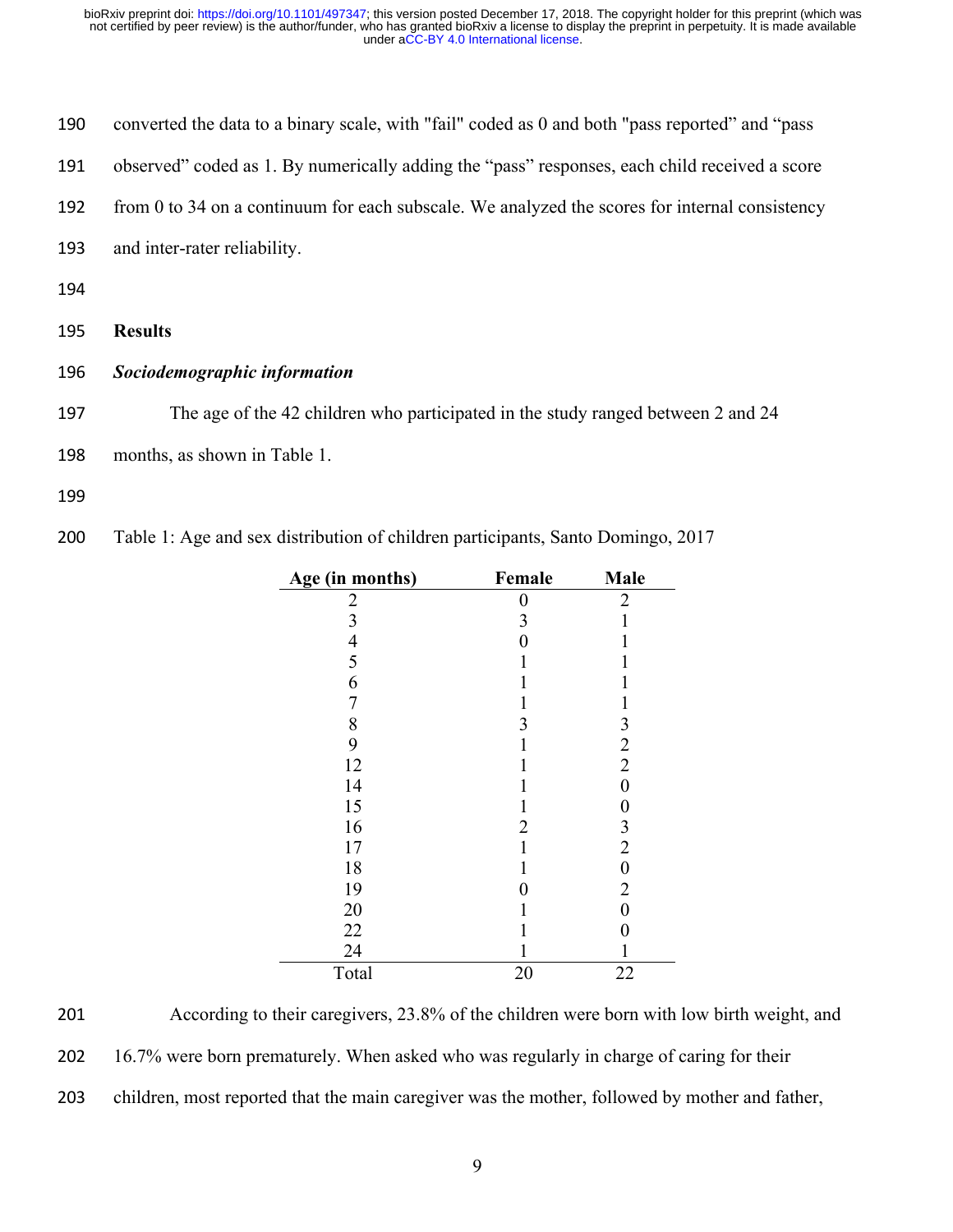converted the data to a binary scale, with "fail" coded as 0 and both "pass reported" and "pass observed" coded as 1. By numerically adding the "pass" responses, each child received a score from 0 to 34 on a continuum for each subscale. We analyzed the scores for internal consistency and inter-rater reliability.

## Results

### *Sociodemographic information*

The age of the 42 children who participated in the study ranged between 2 and 24 months, as shown in Table 1.

Table 1: Age and sex distribution of children participants, Santo Domingo, 2017

| Age (in months) | Female | Male |
|---|---|---|
| 2 | 0 | 2 |
| 3 | 3 | 1 |
| 4 | 0 | 1 |
| 5 | 1 | 1 |
| 6 | 1 | 1 |
| 7 | 1 | 1 |
| 8 | 3 | 3 |
| 9 | 1 | 2 |
| 12 | 1 | 2 |
| 14 | 1 | 0 |
| 15 | 1 | 0 |
| 16 | 2 | 3 |
| 17 | 1 | 2 |
| 18 | 1 | 0 |
| 19 | 0 | 2 |
| 20 | 1 | 0 |
| 22 | 1 | 0 |
| 24 | 1 | 1 |
| Total | 20 | 22 |

According to their caregivers, 23.8% of the children were born with low birth weight, and 16.7% were born prematurely. When asked who was regularly in charge of caring for their children, most reported that the main caregiver was the mother, followed by mother and father,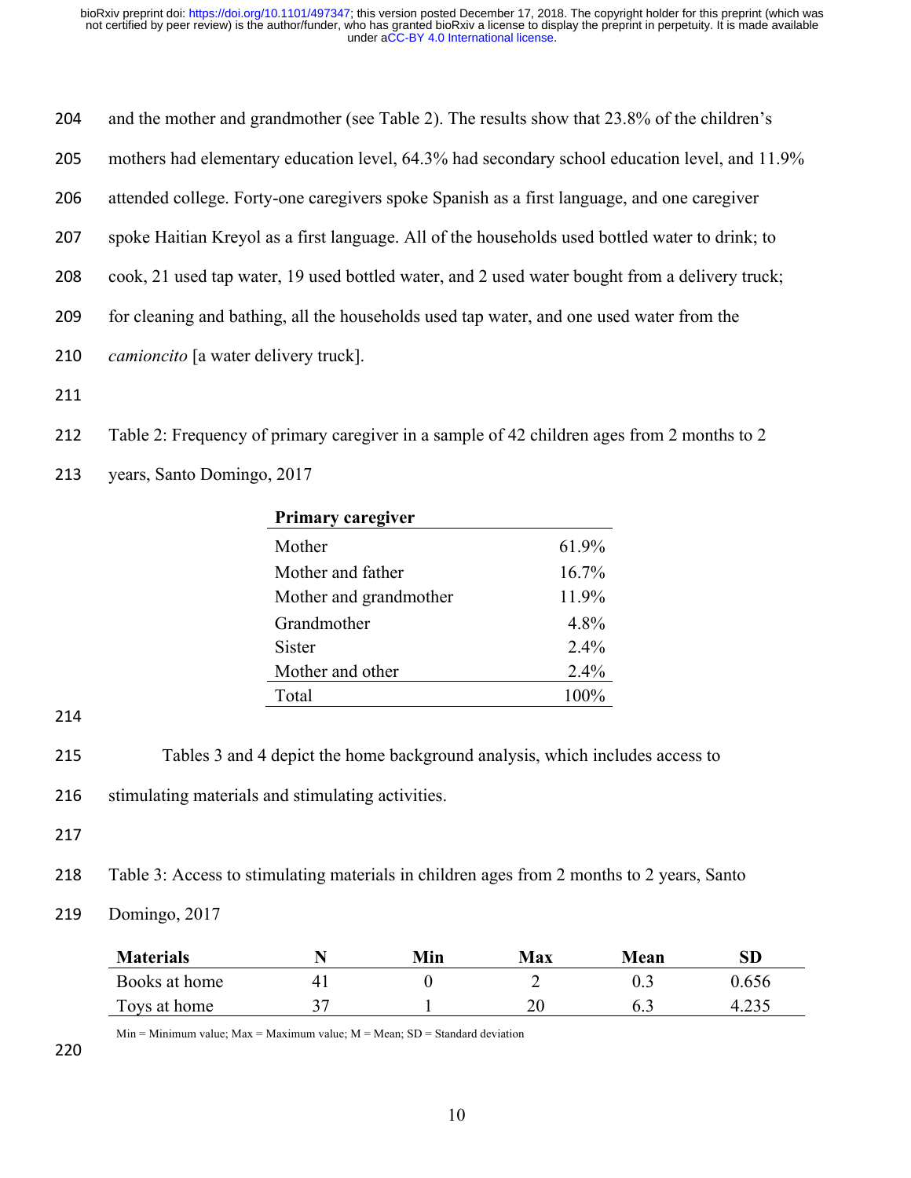and the mother and grandmother (see Table 2). The results show that 23.8% of the children's mothers had elementary education level, 64.3% had secondary school education level, and 11.9% attended college. Forty-one caregivers spoke Spanish as a first language, and one caregiver spoke Haitian Kreyol as a first language. All of the households used bottled water to drink; to cook, 21 used tap water, 19 used bottled water, and 2 used water bought from a delivery truck; for cleaning and bathing, all the households used tap water, and one used water from the *camioncito* [a water delivery truck].

Table 2: Frequency of primary caregiver in a sample of 42 children ages from 2 months to 2 years, Santo Domingo, 2017

| **Primary caregiver** | |
|---|---|
| Mother | 61.9% |
| Mother and father | 16.7% |
| Mother and grandmother | 11.9% |
| Grandmother | 4.8% |
| Sister | 2.4% |
| Mother and other | 2.4% |
| Total | 100% |

Tables 3 and 4 depict the home background analysis, which includes access to stimulating materials and stimulating activities.

Table 3: Access to stimulating materials in children ages from 2 months to 2 years, Santo Domingo, 2017

| **Materials** | **N** | **Min** | **Max** | **Mean** | **SD** |
|---|---|---|---|---|---|
| Books at home | 41 | 0 | 2 | 0.3 | 0.656 |
| Toys at home | 37 | 1 | 20 | 6.3 | 4.235 |

Min = Minimum value; Max = Maximum value; M = Mean; SD = Standard deviation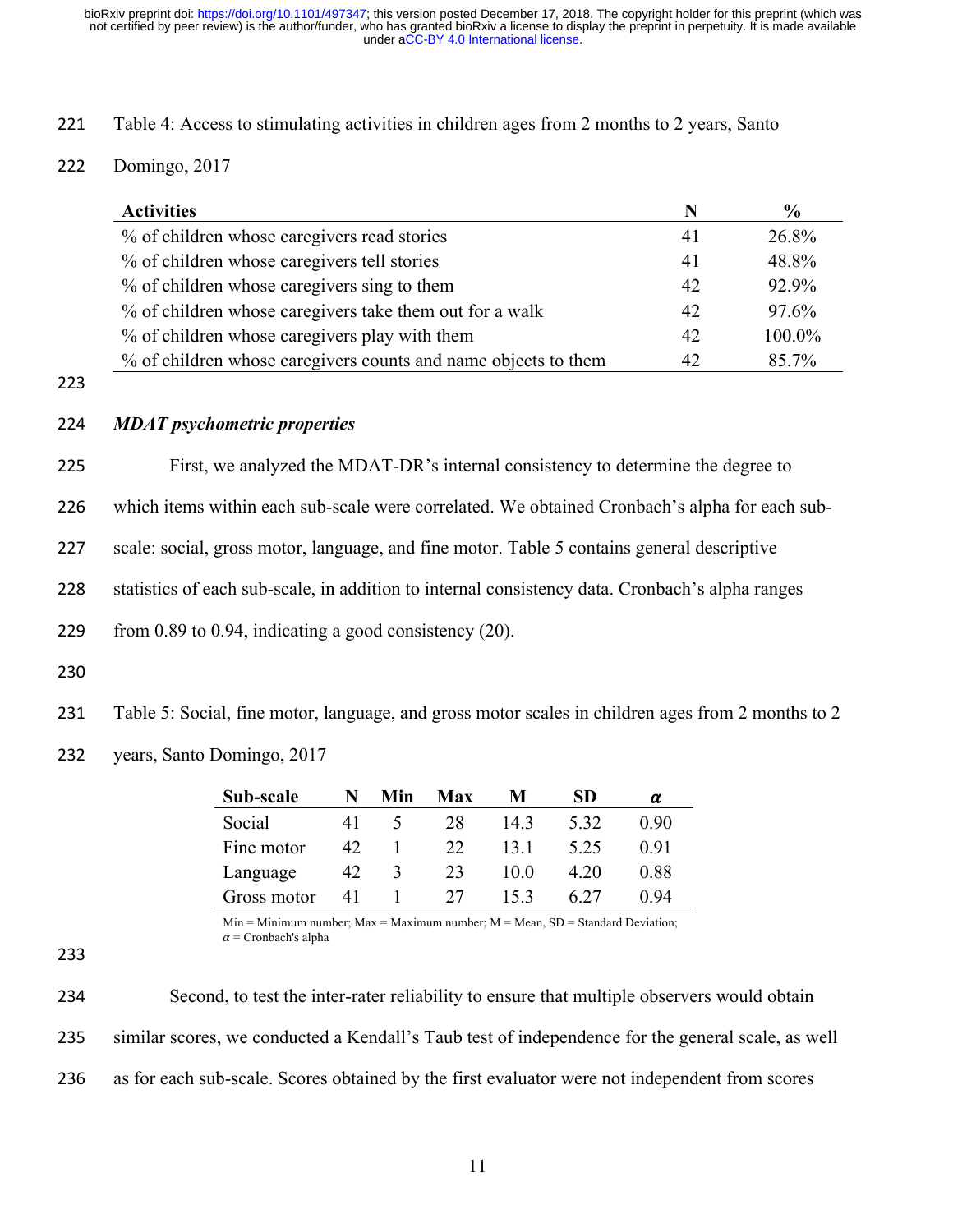Table 4: Access to stimulating activities in children ages from 2 months to 2 years, Santo Domingo, 2017

| Activities | N | % |
|---|---|---|
| % of children whose caregivers read stories | 41 | 26.8% |
| % of children whose caregivers tell stories | 41 | 48.8% |
| % of children whose caregivers sing to them | 42 | 92.9% |
| % of children whose caregivers take them out for a walk | 42 | 97.6% |
| % of children whose caregivers play with them | 42 | 100.0% |
| % of children whose caregivers counts and name objects to them | 42 | 85.7% |

### *MDAT psychometric properties*

First, we analyzed the MDAT-DR's internal consistency to determine the degree to which items within each sub-scale were correlated. We obtained Cronbach's alpha for each sub-scale: social, gross motor, language, and fine motor. Table 5 contains general descriptive statistics of each sub-scale, in addition to internal consistency data. Cronbach's alpha ranges from 0.89 to 0.94, indicating a good consistency (20).

Table 5: Social, fine motor, language, and gross motor scales in children ages from 2 months to 2 years, Santo Domingo, 2017

| Sub-scale | N | Min | Max | M | SD | $\alpha$ |
|---|---|---|---|---|---|---|
| Social | 41 | 5 | 28 | 14.3 | 5.32 | 0.90 |
| Fine motor | 42 | 1 | 22 | 13.1 | 5.25 | 0.91 |
| Language | 42 | 3 | 23 | 10.0 | 4.20 | 0.88 |
| Gross motor | 41 | 1 | 27 | 15.3 | 6.27 | 0.94 |

Min = Minimum number; Max = Maximum number; M = Mean, SD = Standard Deviation; $\alpha$ = Cronbach's alpha

Second, to test the inter-rater reliability to ensure that multiple observers would obtain similar scores, we conducted a Kendall's Taub test of independence for the general scale, as well as for each sub-scale. Scores obtained by the first evaluator were not independent from scores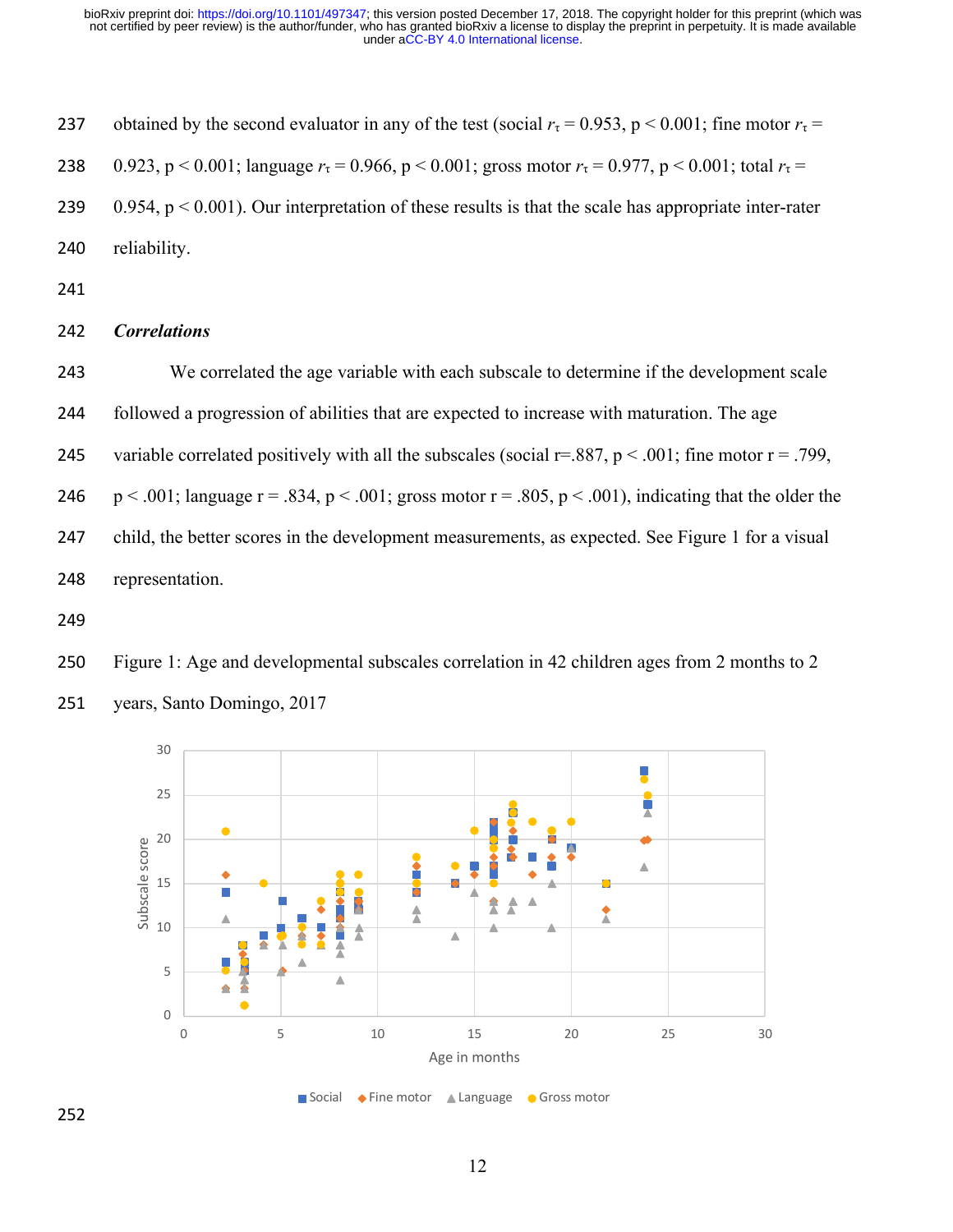obtained by the second evaluator in any of the test (social $r_\tau = 0.953$, $p < 0.001$; fine motor $r_\tau = 0.923$, $p < 0.001$; language $r_\tau = 0.966$, $p < 0.001$; gross motor $r_\tau = 0.977$, $p < 0.001$; total $r_\tau = 0.954$, $p < 0.001$). Our interpretation of these results is that the scale has appropriate inter-rater reliability.

### *Correlations*

We correlated the age variable with each subscale to determine if the development scale followed a progression of abilities that are expected to increase with maturation. The age variable correlated positively with all the subscales (social r=.887, p < .001; fine motor r = .799, p < .001; language r = .834, p < .001; gross motor r = .805, p < .001), indicating that the older the child, the better scores in the development measurements, as expected. See Figure 1 for a visual representation.

Figure 1: Age and developmental subscales correlation in 42 children ages from 2 months to 2 years, Santo Domingo, 2017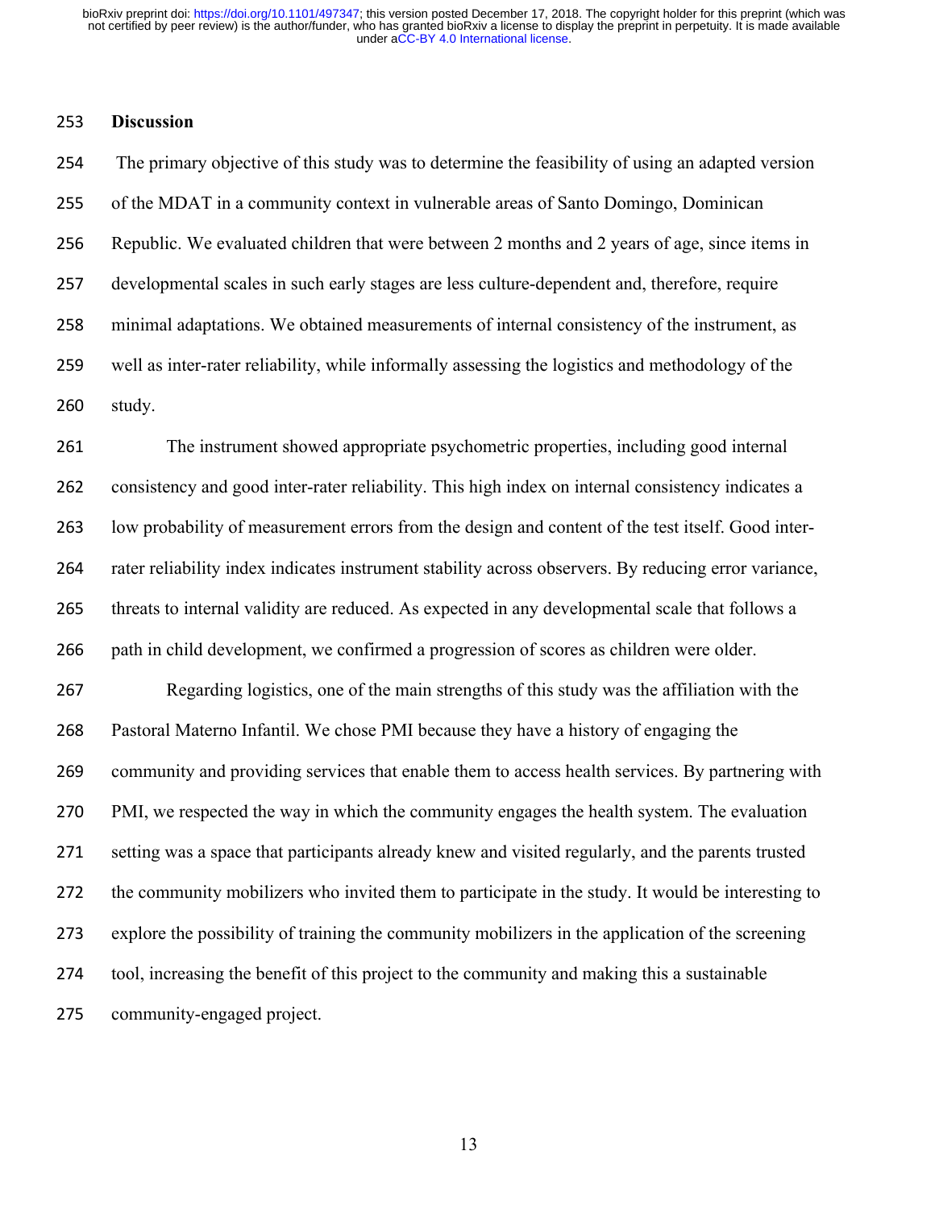## Discussion

The primary objective of this study was to determine the feasibility of using an adapted version of the MDAT in a community context in vulnerable areas of Santo Domingo, Dominican Republic. We evaluated children that were between 2 months and 2 years of age, since items in developmental scales in such early stages are less culture-dependent and, therefore, require minimal adaptations. We obtained measurements of internal consistency of the instrument, as well as inter-rater reliability, while informally assessing the logistics and methodology of the study.

The instrument showed appropriate psychometric properties, including good internal consistency and good inter-rater reliability. This high index on internal consistency indicates a low probability of measurement errors from the design and content of the test itself. Good inter-rater reliability index indicates instrument stability across observers. By reducing error variance, threats to internal validity are reduced. As expected in any developmental scale that follows a path in child development, we confirmed a progression of scores as children were older.

Regarding logistics, one of the main strengths of this study was the affiliation with the Pastoral Materno Infantil. We chose PMI because they have a history of engaging the community and providing services that enable them to access health services. By partnering with PMI, we respected the way in which the community engages the health system. The evaluation setting was a space that participants already knew and visited regularly, and the parents trusted the community mobilizers who invited them to participate in the study. It would be interesting to explore the possibility of training the community mobilizers in the application of the screening tool, increasing the benefit of this project to the community and making this a sustainable community-engaged project.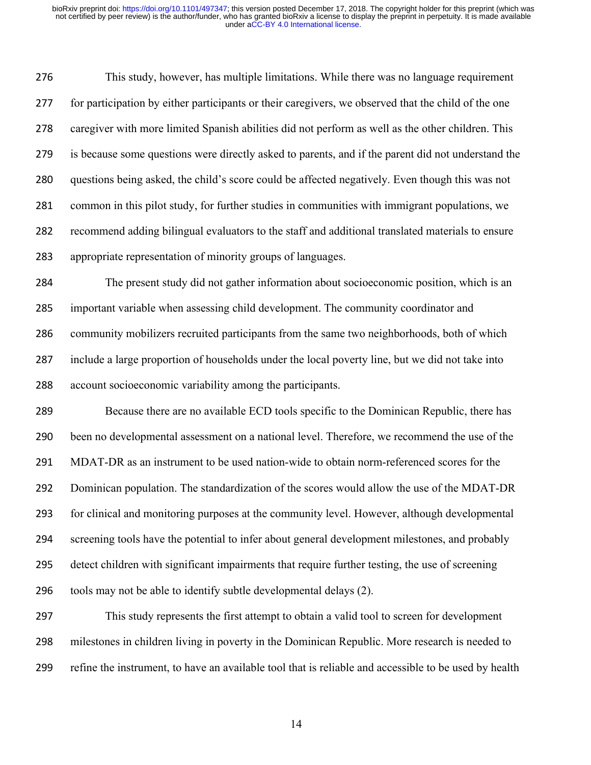This study, however, has multiple limitations. While there was no language requirement for participation by either participants or their caregivers, we observed that the child of the one caregiver with more limited Spanish abilities did not perform as well as the other children. This is because some questions were directly asked to parents, and if the parent did not understand the questions being asked, the child's score could be affected negatively. Even though this was not common in this pilot study, for further studies in communities with immigrant populations, we recommend adding bilingual evaluators to the staff and additional translated materials to ensure appropriate representation of minority groups of languages.

The present study did not gather information about socioeconomic position, which is an important variable when assessing child development. The community coordinator and community mobilizers recruited participants from the same two neighborhoods, both of which include a large proportion of households under the local poverty line, but we did not take into account socioeconomic variability among the participants.

Because there are no available ECD tools specific to the Dominican Republic, there has been no developmental assessment on a national level. Therefore, we recommend the use of the MDAT-DR as an instrument to be used nation-wide to obtain norm-referenced scores for the Dominican population. The standardization of the scores would allow the use of the MDAT-DR for clinical and monitoring purposes at the community level. However, although developmental screening tools have the potential to infer about general development milestones, and probably detect children with significant impairments that require further testing, the use of screening tools may not be able to identify subtle developmental delays (2).

This study represents the first attempt to obtain a valid tool to screen for development milestones in children living in poverty in the Dominican Republic. More research is needed to refine the instrument, to have an available tool that is reliable and accessible to be used by health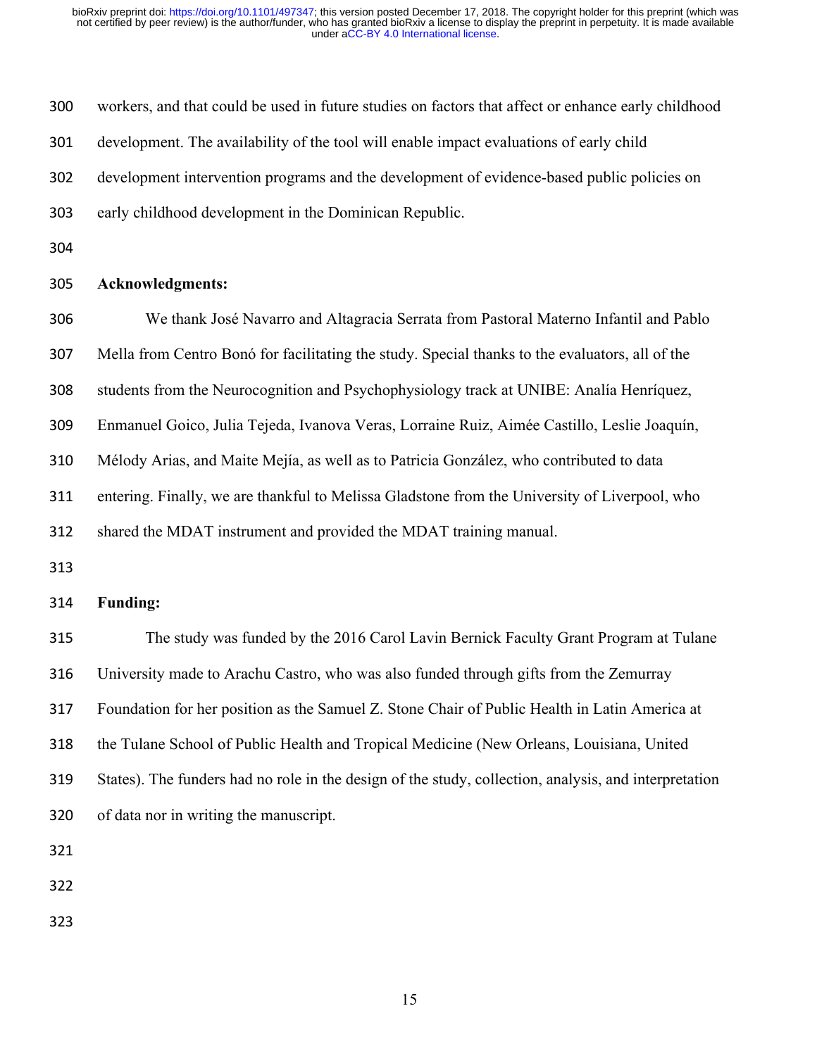workers, and that could be used in future studies on factors that affect or enhance early childhood development. The availability of the tool will enable impact evaluations of early child development intervention programs and the development of evidence-based public policies on early childhood development in the Dominican Republic.

**Acknowledgments:**

We thank José Navarro and Altagracia Serrata from Pastoral Materno Infantil and Pablo Mella from Centro Bonó for facilitating the study. Special thanks to the evaluators, all of the students from the Neurocognition and Psychophysiology track at UNIBE: Analía Henríquez, Enmanuel Goico, Julia Tejeda, Ivanova Veras, Lorraine Ruiz, Aimée Castillo, Leslie Joaquín, Mélody Arias, and Maite Mejía, as well as to Patricia González, who contributed to data entering. Finally, we are thankful to Melissa Gladstone from the University of Liverpool, who shared the MDAT instrument and provided the MDAT training manual.

**Funding:**

The study was funded by the 2016 Carol Lavin Bernick Faculty Grant Program at Tulane University made to Arachu Castro, who was also funded through gifts from the Zemurray Foundation for her position as the Samuel Z. Stone Chair of Public Health in Latin America at the Tulane School of Public Health and Tropical Medicine (New Orleans, Louisiana, United States). The funders had no role in the design of the study, collection, analysis, and interpretation of data nor in writing the manuscript.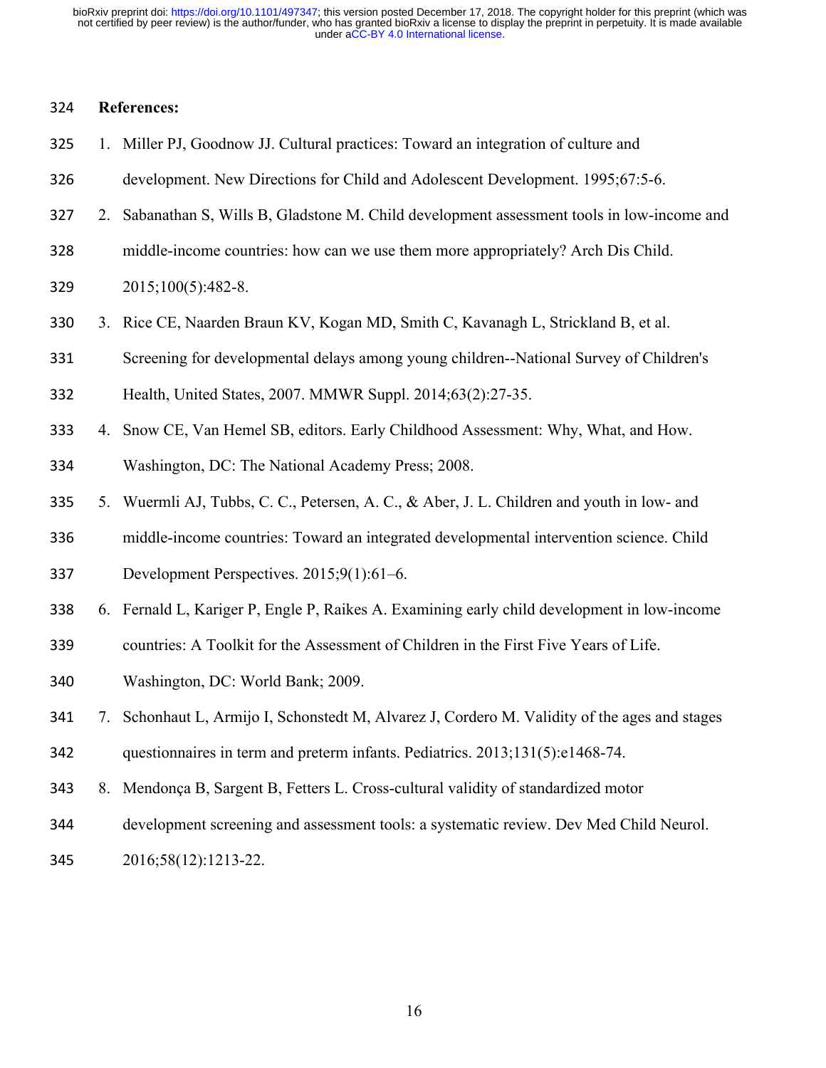**References:**

1. Miller PJ, Goodnow JJ. Cultural practices: Toward an integration of culture and development. New Directions for Child and Adolescent Development. 1995;67:5-6.
2. Sabanathan S, Wills B, Gladstone M. Child development assessment tools in low-income and middle-income countries: how can we use them more appropriately? Arch Dis Child. 2015;100(5):482-8.
3. Rice CE, Naarden Braun KV, Kogan MD, Smith C, Kavanagh L, Strickland B, et al. Screening for developmental delays among young children--National Survey of Children's Health, United States, 2007. MMWR Suppl. 2014;63(2):27-35.
4. Snow CE, Van Hemel SB, editors. Early Childhood Assessment: Why, What, and How. Washington, DC: The National Academy Press; 2008.
5. Wuermli AJ, Tubbs, C. C., Petersen, A. C., & Aber, J. L. Children and youth in low- and middle-income countries: Toward an integrated developmental intervention science. Child Development Perspectives. 2015;9(1):61–6.
6. Fernald L, Kariger P, Engle P, Raikes A. Examining early child development in low-income countries: A Toolkit for the Assessment of Children in the First Five Years of Life. Washington, DC: World Bank; 2009.
7. Schonhaut L, Armijo I, Schonstedt M, Alvarez J, Cordero M. Validity of the ages and stages questionnaires in term and preterm infants. Pediatrics. 2013;131(5):e1468-74.
8. Mendonça B, Sargent B, Fetters L. Cross-cultural validity of standardized motor development screening and assessment tools: a systematic review. Dev Med Child Neurol. 2016;58(12):1213-22.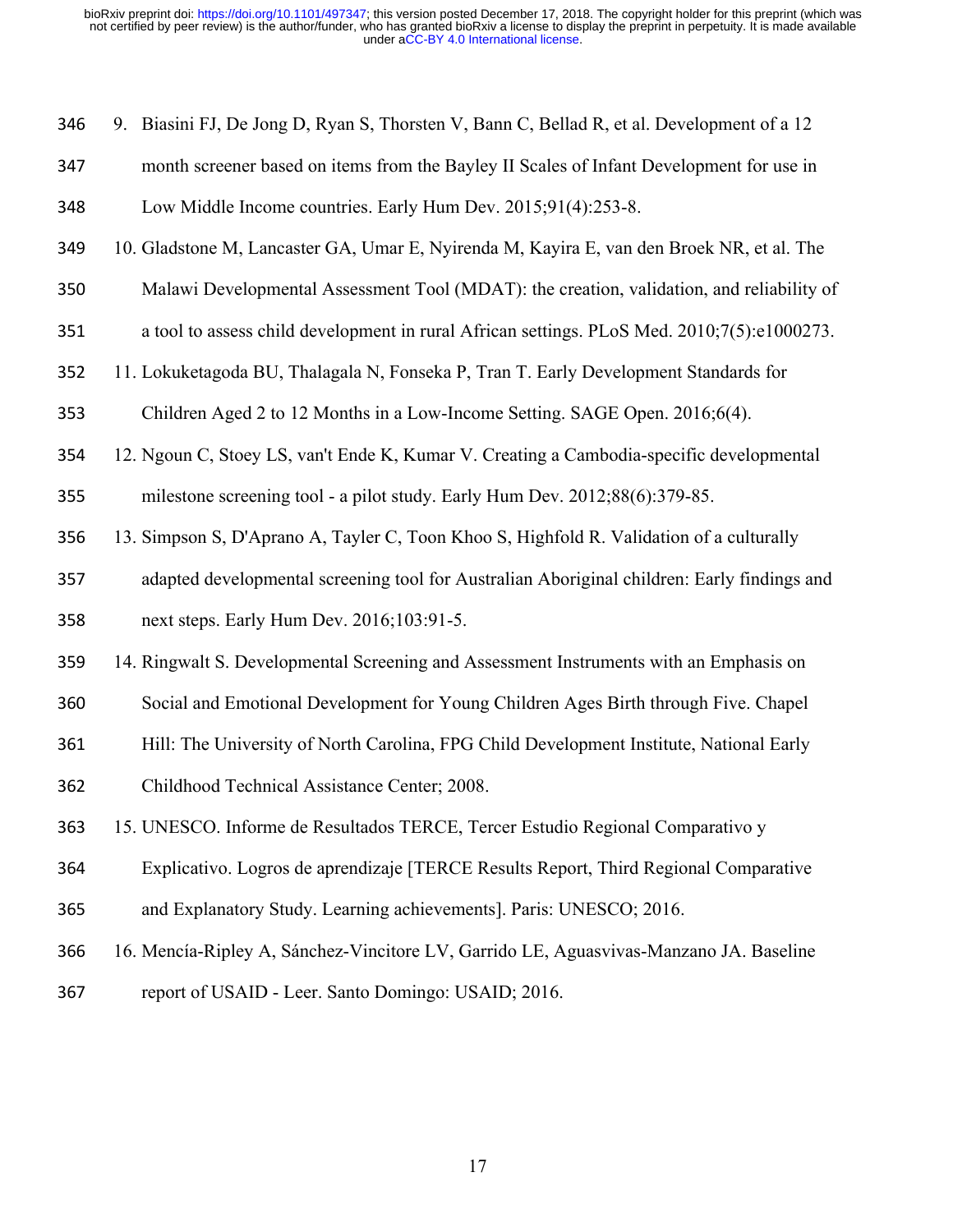9. Biasini FJ, De Jong D, Ryan S, Thorsten V, Bann C, Bellad R, et al. Development of a 12 month screener based on items from the Bayley II Scales of Infant Development for use in Low Middle Income countries. Early Hum Dev. 2015;91(4):253-8.
10. Gladstone M, Lancaster GA, Umar E, Nyirenda M, Kayira E, van den Broek NR, et al. The Malawi Developmental Assessment Tool (MDAT): the creation, validation, and reliability of a tool to assess child development in rural African settings. PLoS Med. 2010;7(5):e1000273.
11. Lokuketagoda BU, Thalagala N, Fonseka P, Tran T. Early Development Standards for Children Aged 2 to 12 Months in a Low-Income Setting. SAGE Open. 2016;6(4).
12. Ngoun C, Stoey LS, van't Ende K, Kumar V. Creating a Cambodia-specific developmental milestone screening tool - a pilot study. Early Hum Dev. 2012;88(6):379-85.
13. Simpson S, D'Aprano A, Tayler C, Toon Khoo S, Highfold R. Validation of a culturally adapted developmental screening tool for Australian Aboriginal children: Early findings and next steps. Early Hum Dev. 2016;103:91-5.
14. Ringwalt S. Developmental Screening and Assessment Instruments with an Emphasis on Social and Emotional Development for Young Children Ages Birth through Five. Chapel Hill: The University of North Carolina, FPG Child Development Institute, National Early Childhood Technical Assistance Center; 2008.
15. UNESCO. Informe de Resultados TERCE, Tercer Estudio Regional Comparativo y Explicativo. Logros de aprendizaje [TERCE Results Report, Third Regional Comparative and Explanatory Study. Learning achievements]. Paris: UNESCO; 2016.
16. Mencía-Ripley A, Sánchez-Vincitore LV, Garrido LE, Aguasvivas-Manzano JA. Baseline report of USAID - Leer. Santo Domingo: USAID; 2016.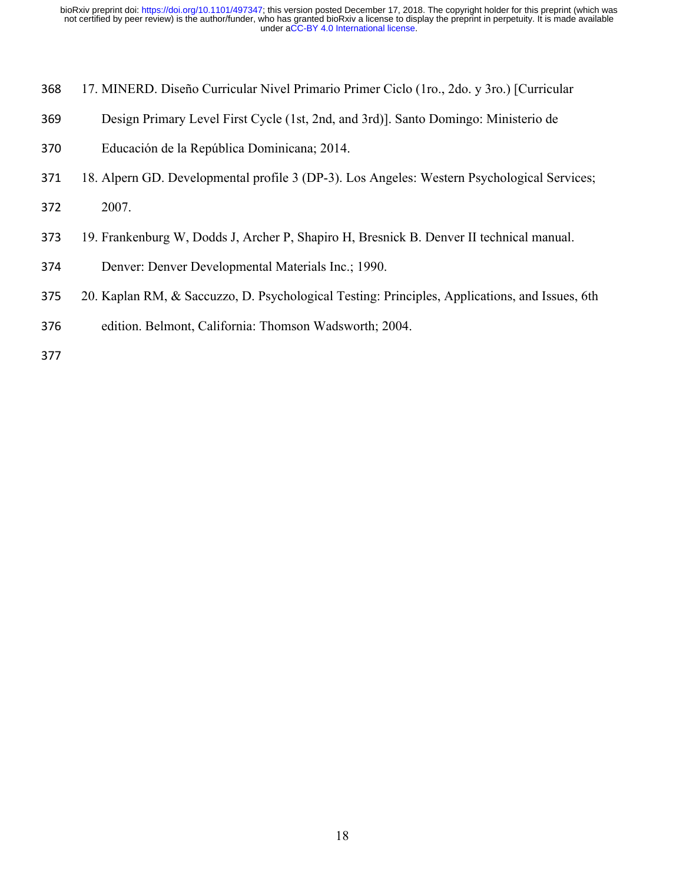17. MINERD. Diseño Curricular Nivel Primario Primer Ciclo (1ro., 2do. y 3ro.) [Curricular Design Primary Level First Cycle (1st, 2nd, and 3rd)]. Santo Domingo: Ministerio de Educación de la República Dominicana; 2014.
18. Alpern GD. Developmental profile 3 (DP-3). Los Angeles: Western Psychological Services; 2007.
19. Frankenburg W, Dodds J, Archer P, Shapiro H, Bresnick B. Denver II technical manual. Denver: Denver Developmental Materials Inc.; 1990.
20. Kaplan RM, & Saccuzzo, D. Psychological Testing: Principles, Applications, and Issues, 6th edition. Belmont, California: Thomson Wadsworth; 2004.